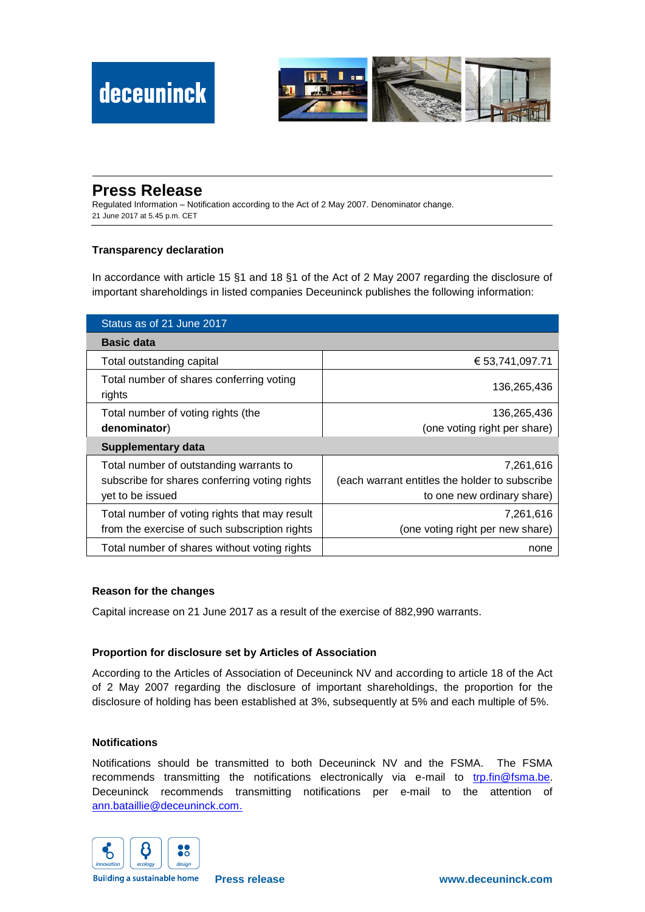# Press Release

Regulated Information – Notification according to the Act of 2 May 2007. Denominator change.
21 June 2017 at 5.45 p.m. CET

### Transparency declaration

In accordance with article 15 §1 and 18 §1 of the Act of 2 May 2007 regarding the disclosure of important shareholdings in listed companies Deceuninck publishes the following information:

| Status as of 21 June 2017 | |
|---|---|
| **Basic data** | |
| Total outstanding capital | € 53,741,097.71 |
| Total number of shares conferring voting rights | 136,265,436 |
| Total number of voting rights (the **denominator**) | 136,265,436 (one voting right per share) |
| **Supplementary data** | |
| Total number of outstanding warrants to subscribe for shares conferring voting rights yet to be issued | 7,261,616 (each warrant entitles the holder to subscribe to one new ordinary share) |
| Total number of voting rights that may result from the exercise of such subscription rights | 7,261,616 (one voting right per new share) |
| Total number of shares without voting rights | none |

### Reason for the changes

Capital increase on 21 June 2017 as a result of the exercise of 882,990 warrants.

### Proportion for disclosure set by Articles of Association

According to the Articles of Association of Deceuninck NV and according to article 18 of the Act of 2 May 2007 regarding the disclosure of important shareholdings, the proportion for the disclosure of holding has been established at 3%, subsequently at 5% and each multiple of 5%.

### Notifications

Notifications should be transmitted to both Deceuninck NV and the FSMA. The FSMA recommends transmitting the notifications electronically via e-mail to trp.fin@fsma.be. Deceuninck recommends transmitting notifications per e-mail to the attention of ann.bataillie@deceuninck.com.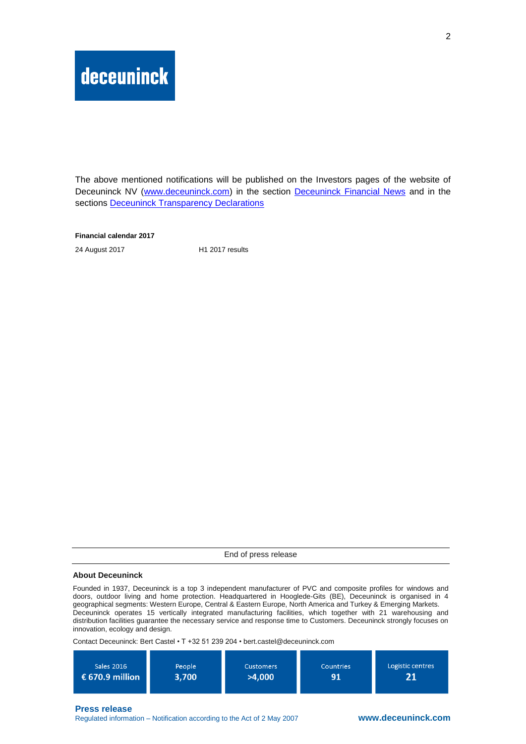The above mentioned notifications will be published on the Investors pages of the website of Deceuninck NV (www.deceuninck.com) in the section Deceuninck Financial News and in the sections Deceuninck Transparency Declarations

**Financial calendar 2017**

| | |
|---|---|
| 24 August 2017 | H1 2017 results |

End of press release

**About Deceuninck**

Founded in 1937, Deceuninck is a top 3 independent manufacturer of PVC and composite profiles for windows and doors, outdoor living and home protection. Headquartered in Hooglede-Gits (BE), Deceuninck is organised in 4 geographical segments: Western Europe, Central & Eastern Europe, North America and Turkey & Emerging Markets. Deceuninck operates 15 vertically integrated manufacturing facilities, which together with 21 warehousing and distribution facilities guarantee the necessary service and response time to Customers. Deceuninck strongly focuses on innovation, ecology and design.

Contact Deceuninck: Bert Castel • T +32 51 239 204 • bert.castel@deceuninck.com

| Sales 2016 | People | Customers | Countries | Logistic centres |
|---|---|---|---|---|
| € 670.9 million | 3,700 | >4,000 | 91 | 21 |

**Press release**
Regulated information – Notification according to the Act of 2 May 2007

**www.deceuninck.com**